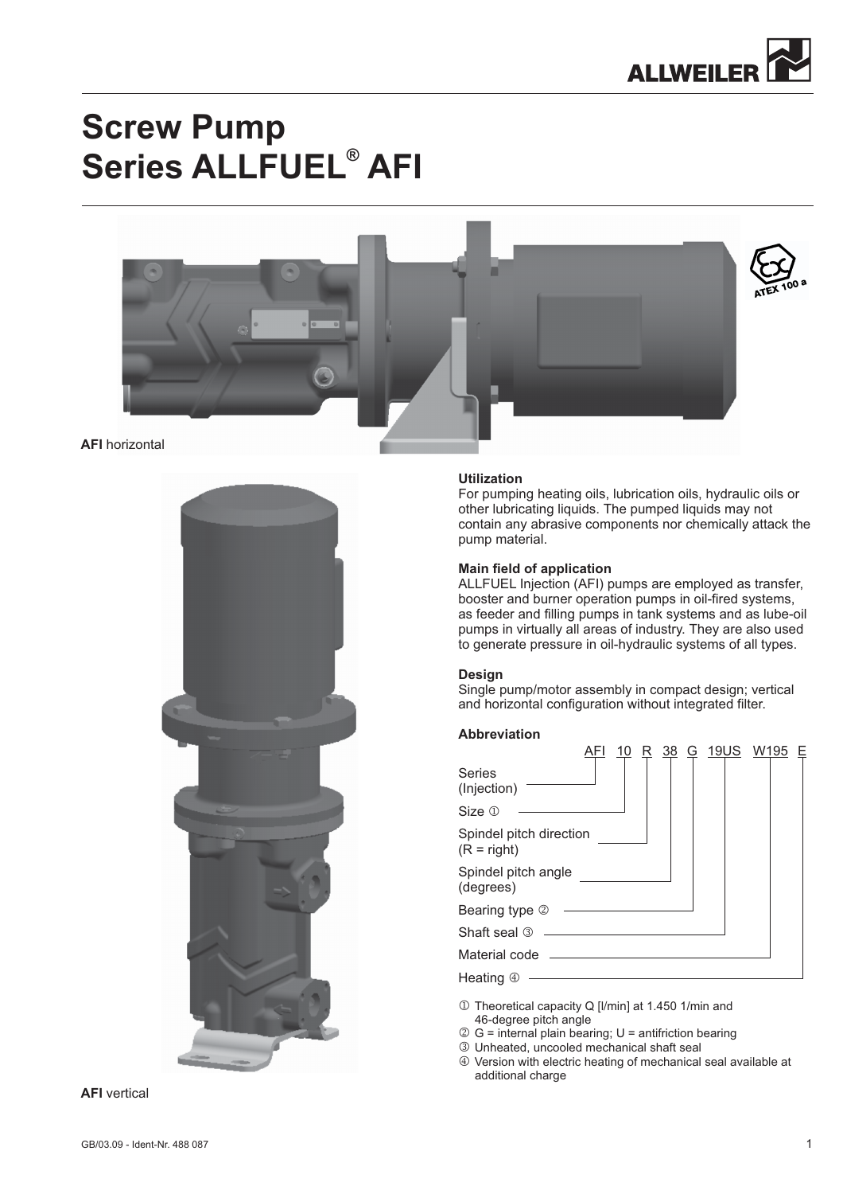# Screw Pump Series ALLFUEL® AFI

**AFI** horizontal

**AFI** vertical

### Utilization

For pumping heating oils, lubrication oils, hydraulic oils or other lubricating liquids. The pumped liquids may not contain any abrasive components nor chemically attack the pump material.

### Main field of application

ALLFUEL Injection (AFI) pumps are employed as transfer, booster and burner operation pumps in oil-fired systems, as feeder and filling pumps in tank systems and as lube-oil pumps in virtually all areas of industry. They are also used to generate pressure in oil-hydraulic systems of all types.

### Design

Single pump/motor assembly in compact design; vertical and horizontal configuration without integrated filter.

### Abbreviation

AFI 10 R 38 G 19US W195 E

| Code element | Meaning |
|---|---|
| AFI | Series (Injection) |
| 10 | Size ① |
| R | Spindel pitch direction (R = right) |
| 38 | Spindel pitch angle (degrees) |
| G | Bearing type ② |
| 19US | Shaft seal ③ |
| W195 | Material code |
| E | Heating ④ |

① Theoretical capacity Q [l/min] at 1.450 1/min and 46-degree pitch angle
② G = internal plain bearing; U = antifriction bearing
③ Unheated, uncooled mechanical shaft seal
④ Version with electric heating of mechanical seal available at additional charge

GB/03.09 - Ident-Nr. 488 087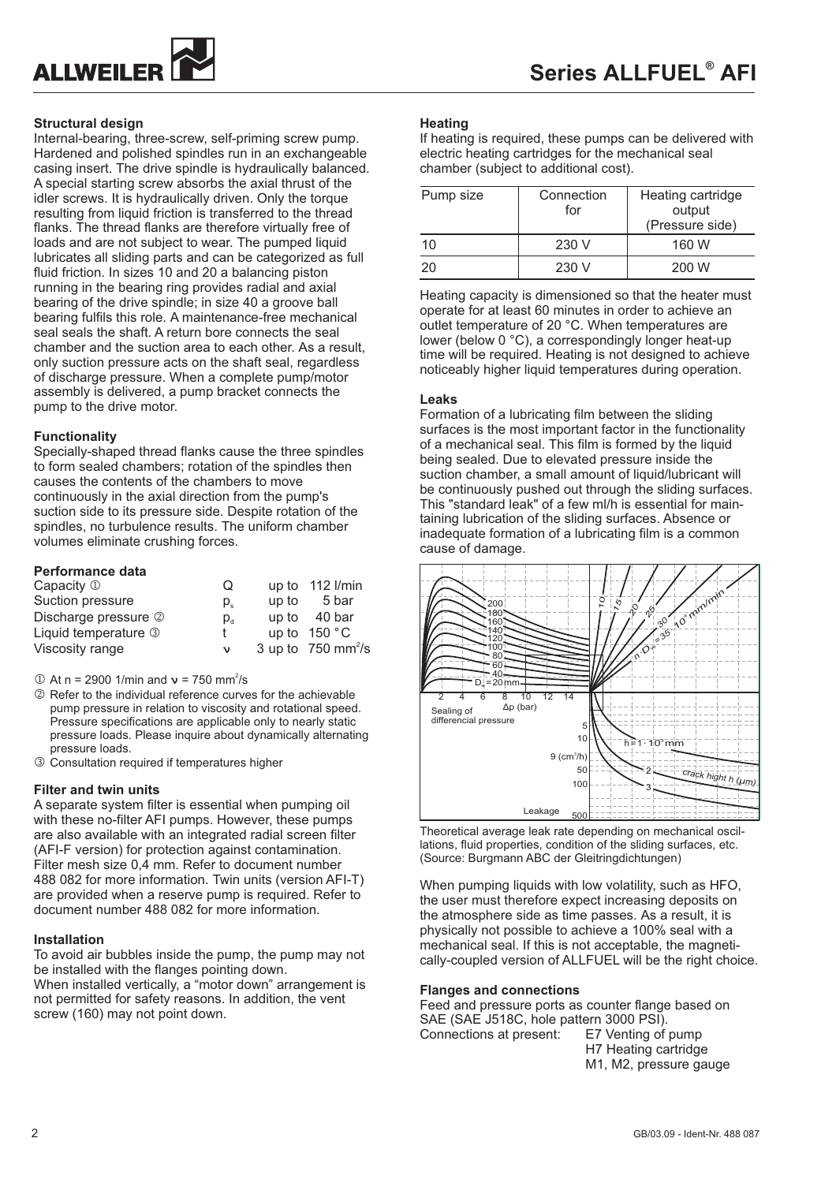## Structural design

Internal-bearing, three-screw, self-priming screw pump. Hardened and polished spindles run in an exchangeable casing insert. The drive spindle is hydraulically balanced. A special starting screw absorbs the axial thrust of the idler screws. It is hydraulically driven. Only the torque resulting from liquid friction is transferred to the thread flanks. The thread flanks are therefore virtually free of loads and are not subject to wear. The pumped liquid lubricates all sliding parts and can be categorized as full fluid friction. In sizes 10 and 20 a balancing piston running in the bearing ring provides radial and axial bearing of the drive spindle; in size 40 a groove ball bearing fulfils this role. A maintenance-free mechanical seal seals the shaft. A return bore connects the seal chamber and the suction area to each other. As a result, only suction pressure acts on the shaft seal, regardless of discharge pressure. When a complete pump/motor assembly is delivered, a pump bracket connects the pump to the drive motor.

## Functionality

Specially-shaped thread flanks cause the three spindles to form sealed chambers; rotation of the spindles then causes the contents of the chambers to move continuously in the axial direction from the pump's suction side to its pressure side. Despite rotation of the spindles, no turbulence results. The uniform chamber volumes eliminate crushing forces.

## Performance data

| | | |
|---|---|---|
| Capacity ① | $Q$ | up to 112 l/min |
| Suction pressure | $p_s$ | up to 5 bar |
| Discharge pressure ② | $p_d$ | up to 40 bar |
| Liquid temperature ③ | $t$ | up to 150 °C |
| Viscosity range | $\nu$ | 3 up to 750 mm²/s |

① At n = 2900 1/min and $\nu$ = 750 mm²/s

② Refer to the individual reference curves for the achievable pump pressure in relation to viscosity and rotational speed. Pressure specifications are applicable only to nearly static pressure loads. Please inquire about dynamically alternating pressure loads.

③ Consultation required if temperatures higher

## Filter and twin units

A separate system filter is essential when pumping oil with these no-filter AFI pumps. However, these pumps are also available with an integrated radial screen filter (AFI-F version) for protection against contamination. Filter mesh size 0,4 mm. Refer to document number 488 082 for more information. Twin units (version AFI-T) are provided when a reserve pump is required. Refer to document number 488 082 for more information.

## Installation

To avoid air bubbles inside the pump, the pump may not be installed with the flanges pointing down.
When installed vertically, a "motor down" arrangement is not permitted for safety reasons. In addition, the vent screw (160) may not point down.

## Heating

If heating is required, these pumps can be delivered with electric heating cartridges for the mechanical seal chamber (subject to additional cost).

| Pump size | Connection for | Heating cartridge output (Pressure side) |
|---|---|---|
| 10 | 230 V | 160 W |
| 20 | 230 V | 200 W |

Heating capacity is dimensioned so that the heater must operate for at least 60 minutes in order to achieve an outlet temperature of 20 °C. When temperatures are lower (below 0 °C), a correspondingly longer heat-up time will be required. Heating is not designed to achieve noticeably higher liquid temperatures during operation.

## Leaks

Formation of a lubricating film between the sliding surfaces is the most important factor in the functionality of a mechanical seal. This film is formed by the liquid being sealed. Due to elevated pressure inside the suction chamber, a small amount of liquid/lubricant will be continuously pushed out through the sliding surfaces. This "standard leak" of a few ml/h is essential for maintaining lubrication of the sliding surfaces. Absence or inadequate formation of a lubricating film is a common cause of damage.

Theoretical average leak rate depending on mechanical oscillations, fluid properties, condition of the sliding surfaces, etc. (Source: Burgmann ABC der Gleitringdichtungen)

When pumping liquids with low volatility, such as HFO, the user must therefore expect increasing deposits on the atmosphere side as time passes. As a result, it is physically not possible to achieve a 100% seal with a mechanical seal. If this is not acceptable, the magnetically-coupled version of ALLFUEL will be the right choice.

## Flanges and connections

Feed and pressure ports as counter flange based on SAE (SAE J518C, hole pattern 3000 PSI).

Connections at present:
- E7 Venting of pump
- H7 Heating cartridge
- M1, M2, pressure gauge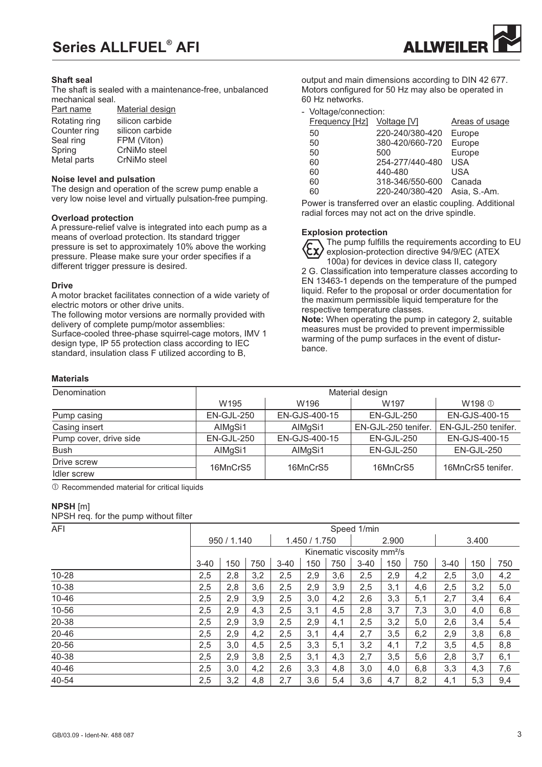### Shaft seal

The shaft is sealed with a maintenance-free, unbalanced mechanical seal.

| Part name | Material design |
|---|---|
| Rotating ring | silicon carbide |
| Counter ring | silicon carbide |
| Seal ring | FPM (Viton) |
| Spring | CrNiMo steel |
| Metal parts | CrNiMo steel |

### Noise level and pulsation

The design and operation of the screw pump enable a very low noise level and virtually pulsation-free pumping.

### Overload protection

A pressure-relief valve is integrated into each pump as a means of overload protection. Its standard trigger pressure is set to approximately 10% above the working pressure. Please make sure your order specifies if a different trigger pressure is desired.

### Drive

A motor bracket facilitates connection of a wide variety of electric motors or other drive units.

The following motor versions are normally provided with delivery of complete pump/motor assemblies:
Surface-cooled three-phase squirrel-cage motors, IMV 1 design type, IP 55 protection class according to IEC standard, insulation class F utilized according to B, output and main dimensions according to DIN 42 677. Motors configured for 50 Hz may also be operated in 60 Hz networks.

- Voltage/connection:

| Frequency [Hz] | Voltage [V] | Areas of usage |
|---|---|---|
| 50 | 220-240/380-420 | Europe |
| 50 | 380-420/660-720 | Europe |
| 50 | 500 | Europe |
| 60 | 254-277/440-480 | USA |
| 60 | 440-480 | USA |
| 60 | 318-346/550-600 | Canada |
| 60 | 220-240/380-420 | Asia, S.-Am. |

Power is transferred over an elastic coupling. Additional radial forces may not act on the drive spindle.

### Explosion protection

The pump fulfills the requirements according to EU explosion-protection directive 94/9/EC (ATEX 100a) for devices in device class II, category 2 G. Classification into temperature classes according to EN 13463-1 depends on the temperature of the pumped liquid. Refer to the proposal or order documentation for the maximum permissible liquid temperature for the respective temperature classes.

**Note:** When operating the pump in category 2, suitable measures must be provided to prevent impermissible warming of the pump surfaces in the event of disturbance.

### Materials

| Denomination | Material design | | | |
|---|---|---|---|---|
| | W195 | W196 | W197 | W198 ① |
| Pump casing | EN-GJL-250 | EN-GJS-400-15 | EN-GJL-250 | EN-GJS-400-15 |
| Casing insert | AlMgSi1 | AlMgSi1 | EN-GJL-250 tenifer. | EN-GJL-250 tenifer. |
| Pump cover, drive side | EN-GJL-250 | EN-GJS-400-15 | EN-GJL-250 | EN-GJS-400-15 |
| Bush | AlMgSi1 | AlMgSi1 | EN-GJL-250 | EN-GJL-250 |
| Drive screw / Idler screw | 16MnCrS5 | 16MnCrS5 | 16MnCrS5 | 16MnCrS5 tenifer. |

① Recommended material for critical liquids

### NPSH [m]

NPSH req. for the pump without filter

| AFI | Speed 1/min | | | | | | | | | | | |
|---|---|---|---|---|---|---|---|---|---|---|---|---|
| | 950 / 1.140 | | | 1.450 / 1.750 | | | 2.900 | | | 3.400 | | |
| | Kinematic viscosity mm²/s | | | | | | | | | | | |
| | 3-40 | 150 | 750 | 3-40 | 150 | 750 | 3-40 | 150 | 750 | 3-40 | 150 | 750 |
| 10-28 | 2,5 | 2,8 | 3,2 | 2,5 | 2,9 | 3,6 | 2,5 | 2,9 | 4,2 | 2,5 | 3,0 | 4,2 |
| 10-38 | 2,5 | 2,8 | 3,6 | 2,5 | 2,9 | 3,9 | 2,5 | 3,1 | 4,6 | 2,5 | 3,2 | 5,0 |
| 10-46 | 2,5 | 2,9 | 3,9 | 2,5 | 3,0 | 4,2 | 2,6 | 3,3 | 5,1 | 2,7 | 3,4 | 6,4 |
| 10-56 | 2,5 | 2,9 | 4,3 | 2,5 | 3,1 | 4,5 | 2,8 | 3,7 | 7,3 | 3,0 | 4,0 | 6,8 |
| 20-38 | 2,5 | 2,9 | 3,9 | 2,5 | 2,9 | 4,1 | 2,5 | 3,2 | 5,0 | 2,6 | 3,4 | 5,4 |
| 20-46 | 2,5 | 2,9 | 4,2 | 2,5 | 3,1 | 4,4 | 2,7 | 3,5 | 6,2 | 2,9 | 3,8 | 6,8 |
| 20-56 | 2,5 | 3,0 | 4,5 | 2,5 | 3,3 | 5,1 | 3,2 | 4,1 | 7,2 | 3,5 | 4,5 | 8,8 |
| 40-38 | 2,5 | 2,9 | 3,8 | 2,5 | 3,1 | 4,3 | 2,7 | 3,5 | 5,6 | 2,8 | 3,7 | 6,1 |
| 40-46 | 2,5 | 3,0 | 4,2 | 2,6 | 3,3 | 4,8 | 3,0 | 4,0 | 6,8 | 3,3 | 4,3 | 7,6 |
| 40-54 | 2,5 | 3,2 | 4,8 | 2,7 | 3,6 | 5,4 | 3,6 | 4,7 | 8,2 | 4,1 | 5,3 | 9,4 |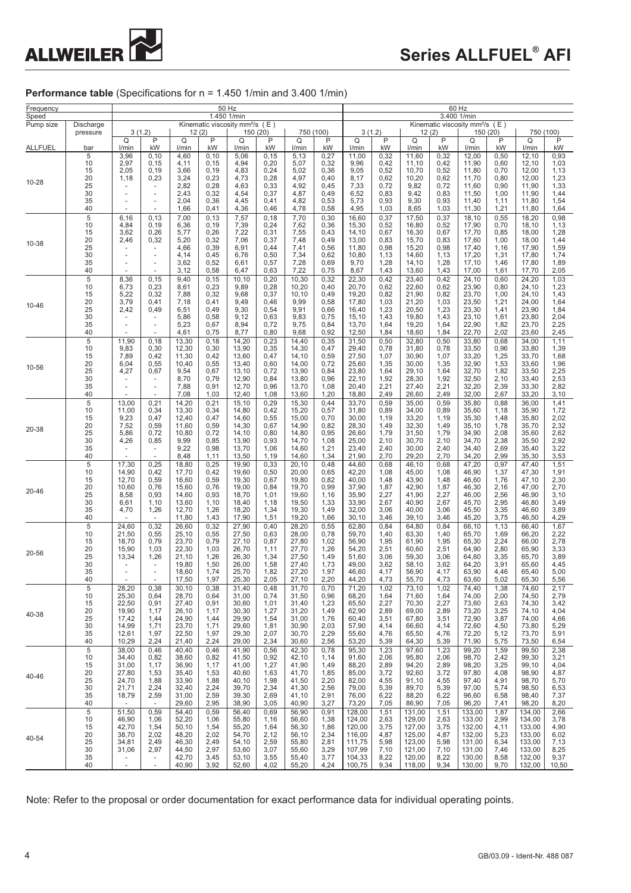**Performance table** (Specifications for n = 1.450 1/min and 3.400 1/min)

| Frequency | | 50 Hz | | | | | | | | 60 Hz | | | | | | | |
|---|---|---|---|---|---|---|---|---|---|---|---|---|---|---|---|---|---|
| Speed | | 1.450 1/min | | | | | | | | 3.400 1/min | | | | | | | |
| Pump size | Discharge pressure | Kinematic viscosity mm²/s (E) | | | | | | | | Kinematic viscosity mm²/s (E) | | | | | | | |
| | | 3 (1.2) | | 12 (2) | | 150 (20) | | 750 (100) | | 3 (1.2) | | 12 (2) | | 150 (20) | | 750 (100) | |
| | | Q | P | Q | P | Q | P | Q | P | Q | P | Q | P | Q | P | Q | P |
| ALLFUEL | bar | l/min | kW | l/min | kW | l/min | kW | l/min | kW | l/min | kW | l/min | kW | l/min | kW | l/min | kW |
| 10-28 | 5 | 3,96 | 0,10 | 4,60 | 0,10 | 5,06 | 0,15 | 5,13 | 0,27 | 11,00 | 0,32 | 11,60 | 0,32 | 12,00 | 0,50 | 12,10 | 0,93 |
| | 10 | 2,97 | 0,15 | 4,11 | 0,15 | 4,94 | 0,20 | 5,07 | 0,32 | 9,96 | 0,42 | 11,10 | 0,42 | 11,90 | 0,60 | 12,10 | 1,03 |
| | 15 | 2,05 | 0,19 | 3,66 | 0,19 | 4,83 | 0,24 | 5,02 | 0,36 | 9,05 | 0,52 | 10,70 | 0,52 | 11,80 | 0,70 | 12,00 | 1,13 |
| | 20 | 1,18 | 0,23 | 3,24 | 0,23 | 4,73 | 0,28 | 4,97 | 0,40 | 8,17 | 0,62 | 10,20 | 0,62 | 11,70 | 0,80 | 12,00 | 1,23 |
| | 25 | - | - | 2,82 | 0,28 | 4,63 | 0,33 | 4,92 | 0,45 | 7,33 | 0,72 | 9,82 | 0,72 | 11,60 | 0,90 | 11,90 | 1,33 |
| | 30 | - | - | 2,43 | 0,32 | 4,54 | 0,37 | 4,87 | 0,49 | 6,52 | 0,83 | 9,42 | 0,83 | 11,50 | 1,00 | 11,90 | 1,44 |
| | 35 | - | - | 2,04 | 0,36 | 4,45 | 0,41 | 4,82 | 0,53 | 5,73 | 0,93 | 9,30 | 0,93 | 11,40 | 1,11 | 11,80 | 1,54 |
| | 40 | - | - | 1,66 | 0,41 | 4,36 | 0,46 | 4,78 | 0,58 | 4,95 | 1,03 | 8,65 | 1,03 | 11,30 | 1,21 | 11,80 | 1,64 |
| 10-38 | 5 | 6,16 | 0,13 | 7,00 | 0,13 | 7,57 | 0,18 | 7,70 | 0,30 | 16,60 | 0,37 | 17,50 | 0,37 | 18,10 | 0,55 | 18,20 | 0,98 |
| | 10 | 4,84 | 0,19 | 6,36 | 0,19 | 7,39 | 0,24 | 7,62 | 0,36 | 15,30 | 0,52 | 16,80 | 0,52 | 17,90 | 0,70 | 18,10 | 1,13 |
| | 15 | 3,62 | 0,26 | 5,77 | 0,26 | 7,22 | 0,31 | 7,55 | 0,43 | 14,10 | 0,67 | 16,30 | 0,67 | 17,70 | 0,85 | 18,00 | 1,28 |
| | 20 | 2,46 | 0,32 | 5,20 | 0,32 | 7,06 | 0,37 | 7,48 | 0,49 | 13,00 | 0,83 | 15,70 | 0,83 | 17,60 | 1,00 | 18,00 | 1,44 |
| | 25 | - | - | 4,66 | 0,39 | 6,91 | 0,44 | 7,41 | 0,56 | 11,80 | 0,98 | 15,20 | 0,98 | 17,40 | 1,16 | 17,90 | 1,59 |
| | 30 | - | - | 4,14 | 0,45 | 6,76 | 0,50 | 7,34 | 0,62 | 10,80 | 1,13 | 14,60 | 1,13 | 17,20 | 1,31 | 17,80 | 1,74 |
| | 35 | - | - | 3,62 | 0,52 | 6,61 | 0,57 | 7,28 | 0,69 | 9,70 | 1,28 | 14,10 | 1,28 | 17,10 | 1,46 | 17,80 | 1,89 |
| | 40 | - | - | 3,12 | 0,58 | 6,47 | 0,63 | 7,22 | 0,75 | 8,67 | 1,43 | 13,60 | 1,43 | 17,00 | 1,61 | 17,70 | 2,05 |
| 10-46 | 5 | 8,36 | 0,15 | 9,40 | 0,15 | 10,10 | 0,20 | 10,30 | 0,32 | 22,30 | 0,42 | 23,40 | 0,42 | 24,10 | 0,60 | 24,20 | 1,03 |
| | 10 | 6,73 | 0,23 | 8,61 | 0,23 | 9,89 | 0,28 | 10,20 | 0,40 | 20,70 | 0,62 | 22,60 | 0,62 | 23,90 | 0,80 | 24,10 | 1,23 |
| | 15 | 5,22 | 0,32 | 7,88 | 0,32 | 9,68 | 0,37 | 10,10 | 0,49 | 19,20 | 0,82 | 21,90 | 0,82 | 23,70 | 1,00 | 24,10 | 1,43 |
| | 20 | 3,79 | 0,41 | 7,18 | 0,41 | 9,49 | 0,46 | 9,99 | 0,58 | 17,80 | 1,03 | 21,20 | 1,03 | 23,50 | 1,21 | 24,00 | 1,64 |
| | 25 | 2,42 | 0,49 | 6,51 | 0,49 | 9,30 | 0,54 | 9,91 | 0,66 | 16,40 | 1,23 | 20,50 | 1,23 | 23,30 | 1,41 | 23,90 | 1,84 |
| | 30 | - | - | 5,86 | 0,58 | 9,12 | 0,63 | 9,83 | 0,75 | 15,10 | 1,43 | 19,80 | 1,43 | 23,10 | 1,61 | 23,80 | 2,04 |
| | 35 | - | - | 5,23 | 0,67 | 8,94 | 0,72 | 9,75 | 0,84 | 13,70 | 1,64 | 19,20 | 1,64 | 22,90 | 1,82 | 23,70 | 2,25 |
| | 40 | - | - | 4,61 | 0,75 | 8,77 | 0,80 | 9,68 | 0,92 | 12,50 | 1,84 | 18,60 | 1,84 | 22,70 | 2,02 | 23,60 | 2,45 |
| 10-56 | 5 | 11,90 | 0,18 | 13,30 | 0,18 | 14,20 | 0,23 | 14,40 | 0,35 | 31,50 | 0,50 | 32,80 | 0,50 | 33,80 | 0,68 | 34,00 | 1,11 |
| | 10 | 9,83 | 0,30 | 12,30 | 0,30 | 13,90 | 0,35 | 14,30 | 0,47 | 29,40 | 0,78 | 31,80 | 0,78 | 33,50 | 0,96 | 33,80 | 1,39 |
| | 15 | 7,89 | 0,42 | 11,30 | 0,42 | 13,60 | 0,47 | 14,10 | 0,59 | 27,50 | 1,07 | 30,90 | 1,07 | 33,20 | 1,25 | 33,70 | 1,68 |
| | 20 | 6,04 | 0,55 | 10,40 | 0,55 | 13,40 | 0,60 | 14,00 | 0,72 | 25,60 | 1,35 | 30,00 | 1,35 | 32,90 | 1,53 | 33,60 | 1,96 |
| | 25 | 4,27 | 0,67 | 9,54 | 0,67 | 13,10 | 0,72 | 13,90 | 0,84 | 23,80 | 1,64 | 29,10 | 1,64 | 32,70 | 1,82 | 33,50 | 2,25 |
| | 30 | - | - | 8,70 | 0,79 | 12,90 | 0,84 | 13,80 | 0,96 | 22,10 | 1,92 | 28,30 | 1,92 | 32,50 | 2,10 | 33,40 | 2,53 |
| | 35 | - | - | 7,88 | 0,91 | 12,70 | 0,96 | 13,70 | 1,08 | 20,40 | 2,21 | 27,40 | 2,21 | 32,20 | 2,39 | 33,30 | 2,82 |
| | 40 | - | - | 7,08 | 1,03 | 12,40 | 1,08 | 13,60 | 1,20 | 18,80 | 2,49 | 26,60 | 2,49 | 32,00 | 2,67 | 33,20 | 3,10 |
| 20-38 | 5 | 13,00 | 0,21 | 14,20 | 0,21 | 15,10 | 0,29 | 15,30 | 0,44 | 33,70 | 0,59 | 35,00 | 0,59 | 35,80 | 0,88 | 36,00 | 1,41 |
| | 10 | 11,00 | 0,34 | 13,30 | 0,34 | 14,80 | 0,42 | 15,20 | 0,57 | 31,80 | 0,89 | 34,00 | 0,89 | 35,60 | 1,18 | 35,90 | 1,72 |
| | 15 | 9,23 | 0,47 | 12,40 | 0,47 | 14,60 | 0,55 | 15,00 | 0,70 | 30,00 | 1,19 | 33,20 | 1,19 | 35,30 | 1,48 | 35,80 | 2,02 |
| | 20 | 7,52 | 0,59 | 11,60 | 0,59 | 14,30 | 0,67 | 14,90 | 0,82 | 28,30 | 1,49 | 32,30 | 1,49 | 35,10 | 1,78 | 35,70 | 2,32 |
| | 25 | 5,86 | 0,72 | 10,80 | 0,72 | 14,10 | 0,80 | 14,80 | 0,95 | 26,60 | 1,79 | 31,50 | 1,79 | 34,90 | 2,08 | 35,60 | 2,62 |
| | 30 | 4,26 | 0,85 | 9,99 | 0,85 | 13,90 | 0,93 | 14,70 | 1,08 | 25,00 | 2,10 | 30,70 | 2,10 | 34,70 | 2,38 | 35,50 | 2,92 |
| | 35 | - | - | 9,22 | 0,98 | 13,70 | 1,06 | 14,60 | 1,21 | 23,40 | 2,40 | 30,00 | 2,40 | 34,40 | 2,69 | 35,40 | 3,22 |
| | 40 | - | - | 8,48 | 1,11 | 13,50 | 1,19 | 14,60 | 1,34 | 21,90 | 2,70 | 29,20 | 2,70 | 34,20 | 2,99 | 35,30 | 3,53 |
| 20-46 | 5 | 17,30 | 0,25 | 18,80 | 0,25 | 19,90 | 0,33 | 20,10 | 0,48 | 44,60 | 0,68 | 46,10 | 0,68 | 47,20 | 0,97 | 47,40 | 1,51 |
| | 10 | 14,90 | 0,42 | 17,70 | 0,42 | 19,60 | 0,50 | 20,00 | 0,65 | 42,20 | 1,08 | 45,00 | 1,08 | 46,90 | 1,37 | 47,30 | 1,91 |
| | 15 | 12,70 | 0,59 | 16,60 | 0,59 | 19,30 | 0,67 | 19,80 | 0,82 | 40,00 | 1,48 | 43,90 | 1,48 | 46,60 | 1,76 | 47,10 | 2,30 |
| | 20 | 10,60 | 0,76 | 15,60 | 0,76 | 19,00 | 0,84 | 19,70 | 0,99 | 37,90 | 1,87 | 42,90 | 1,87 | 46,30 | 2,16 | 47,00 | 2,70 |
| | 25 | 8,58 | 0,93 | 14,60 | 0,93 | 18,70 | 1,01 | 19,60 | 1,16 | 35,90 | 2,27 | 41,90 | 2,27 | 46,00 | 2,56 | 46,90 | 3,10 |
| | 30 | 6,61 | 1,10 | 13,60 | 1,10 | 18,40 | 1,18 | 19,50 | 1,33 | 33,90 | 2,67 | 40,90 | 2,67 | 45,70 | 2,95 | 46,80 | 3,49 |
| | 35 | 4,70 | 1,26 | 12,70 | 1,26 | 18,20 | 1,34 | 19,30 | 1,49 | 32,00 | 3,06 | 40,00 | 3,06 | 45,50 | 3,35 | 46,60 | 3,89 |
| | 40 | - | - | 11,80 | 1,43 | 17,90 | 1,51 | 19,20 | 1,66 | 30,10 | 3,46 | 39,10 | 3,46 | 45,20 | 3,75 | 46,50 | 4,29 |
| 20-56 | 5 | 24,60 | 0,32 | 26,60 | 0,32 | 27,90 | 0,40 | 28,20 | 0,55 | 62,80 | 0,84 | 64,80 | 0,84 | 66,10 | 1,13 | 66,40 | 1,67 |
| | 10 | 21,50 | 0,55 | 25,10 | 0,55 | 27,50 | 0,63 | 28,00 | 0,78 | 59,70 | 1,40 | 63,30 | 1,40 | 65,70 | 1,69 | 66,20 | 2,22 |
| | 15 | 18,70 | 0,79 | 23,70 | 0,79 | 27,10 | 0,87 | 27,80 | 1,02 | 56,90 | 1,95 | 61,90 | 1,95 | 65,30 | 2,24 | 66,00 | 2,78 |
| | 20 | 15,90 | 1,03 | 22,30 | 1,03 | 26,70 | 1,11 | 27,70 | 1,26 | 54,20 | 2,51 | 60,60 | 2,51 | 64,90 | 2,80 | 65,90 | 3,33 |
| | 25 | 13,34 | 1,26 | 21,10 | 1,26 | 26,30 | 1,34 | 27,50 | 1,49 | 51,60 | 3,06 | 59,30 | 3,06 | 64,60 | 3,35 | 65,70 | 3,89 |
| | 30 | - | - | 19,80 | 1,50 | 26,00 | 1,58 | 27,40 | 1,73 | 49,00 | 3,62 | 58,10 | 3,62 | 64,20 | 3,91 | 65,60 | 4,45 |
| | 35 | - | - | 18,60 | 1,74 | 25,70 | 1,82 | 27,20 | 1,97 | 46,60 | 4,17 | 56,90 | 4,17 | 63,90 | 4,46 | 65,40 | 5,00 |
| | 40 | - | - | 17,50 | 1,97 | 25,30 | 2,05 | 27,10 | 2,20 | 44,20 | 4,73 | 55,70 | 4,73 | 63,60 | 5,02 | 65,30 | 5,56 |
| 40-38 | 5 | 28,20 | 0,38 | 30,10 | 0,38 | 31,40 | 0,48 | 31,70 | 0,70 | 71,20 | 1,02 | 73,10 | 1,02 | 74,40 | 1,38 | 74,60 | 2,17 |
| | 10 | 25,30 | 0,64 | 28,70 | 0,64 | 31,00 | 0,74 | 31,50 | 0,96 | 68,20 | 1,64 | 71,60 | 1,64 | 74,00 | 2,00 | 74,50 | 2,79 |
| | 15 | 22,50 | 0,91 | 27,40 | 0,91 | 30,60 | 1,01 | 31,40 | 1,23 | 65,50 | 2,27 | 70,30 | 2,27 | 73,60 | 2,63 | 74,30 | 3,42 |
| | 20 | 19,90 | 1,17 | 26,10 | 1,17 | 30,30 | 1,27 | 31,20 | 1,49 | 62,90 | 2,89 | 69,00 | 2,89 | 73,20 | 3,25 | 74,10 | 4,04 |
| | 25 | 17,42 | 1,44 | 24,90 | 1,44 | 29,90 | 1,54 | 31,00 | 1,76 | 60,40 | 3,51 | 67,80 | 3,51 | 72,90 | 3,87 | 74,00 | 4,66 |
| | 30 | 14,99 | 1,71 | 23,70 | 1,71 | 29,60 | 1,81 | 30,90 | 2,03 | 57,90 | 4,14 | 66,60 | 4,14 | 72,60 | 4,50 | 73,80 | 5,29 |
| | 35 | 12,61 | 1,97 | 22,50 | 1,97 | 29,30 | 2,07 | 30,70 | 2,29 | 55,60 | 4,76 | 65,50 | 4,76 | 72,20 | 5,12 | 73,70 | 5,91 |
| | 40 | 10,29 | 2,24 | 21,40 | 2,24 | 29,00 | 2,34 | 30,60 | 2,56 | 53,20 | 5,39 | 64,30 | 5,39 | 71,90 | 5,75 | 73,50 | 6,54 |
| 40-46 | 5 | 38,00 | 0,46 | 40,40 | 0,46 | 41,90 | 0,56 | 42,30 | 0,78 | 95,30 | 1,23 | 97,60 | 1,23 | 99,20 | 1,59 | 99,50 | 2,38 |
| | 10 | 34,40 | 0,82 | 38,60 | 0,82 | 41,50 | 0,92 | 42,10 | 1,14 | 91,60 | 2,06 | 95,80 | 2,06 | 98,70 | 2,42 | 99,30 | 3,21 |
| | 15 | 31,00 | 1,17 | 36,90 | 1,17 | 41,00 | 1,27 | 41,90 | 1,49 | 88,20 | 2,89 | 94,20 | 2,89 | 98,20 | 3,25 | 99,10 | 4,04 |
| | 20 | 27,80 | 1,53 | 35,40 | 1,53 | 40,60 | 1,63 | 41,70 | 1,85 | 85,00 | 3,72 | 92,60 | 3,72 | 97,80 | 4,08 | 98,90 | 4,87 |
| | 25 | 24,70 | 1,88 | 33,90 | 1,88 | 40,10 | 1,98 | 41,50 | 2,20 | 82,00 | 4,55 | 91,10 | 4,55 | 97,40 | 4,91 | 98,70 | 5,70 |
| | 30 | 21,71 | 2,24 | 32,40 | 2,24 | 39,70 | 2,34 | 41,30 | 2,56 | 79,00 | 5,39 | 89,70 | 5,39 | 97,00 | 5,74 | 98,50 | 6,53 |
| | 35 | 18,79 | 2,59 | 31,00 | 2,59 | 39,30 | 2,69 | 41,10 | 2,91 | 76,00 | 6,22 | 88,20 | 6,22 | 96,60 | 6,58 | 98,40 | 7,37 |
| | 40 | - | - | 29,60 | 2,95 | 38,90 | 3,05 | 40,90 | 3,27 | 73,20 | 7,05 | 86,90 | 7,05 | 96,20 | 7,41 | 98,20 | 8,20 |
| 40-54 | 5 | 51,50 | 0,59 | 54,40 | 0,59 | 56,40 | 0,69 | 56,90 | 0,91 | 128,00 | 1,51 | 131,00 | 1,51 | 133,00 | 1,87 | 134,00 | 2,66 |
| | 10 | 46,90 | 1,06 | 52,20 | 1,06 | 55,80 | 1,16 | 56,60 | 1,38 | 124,00 | 2,63 | 129,00 | 2,63 | 133,00 | 2,99 | 134,00 | 3,78 |
| | 15 | 42,70 | 1,54 | 50,10 | 1,54 | 55,20 | 1,64 | 56,30 | 1,86 | 120,00 | 3,75 | 127,00 | 3,75 | 132,00 | 4,11 | 133,00 | 4,90 |
| | 20 | 38,70 | 2,02 | 48,20 | 2,02 | 54,70 | 2,12 | 56,10 | 2,34 | 116,00 | 4,87 | 125,00 | 4,87 | 132,00 | 5,23 | 133,00 | 6,02 |
| | 25 | 34,81 | 2,49 | 46,30 | 2,49 | 54,10 | 2,59 | 55,80 | 2,81 | 111,75 | 5,98 | 123,00 | 5,98 | 131,00 | 6,34 | 133,00 | 7,13 |
| | 30 | 31,06 | 2,97 | 44,50 | 2,97 | 53,60 | 3,07 | 55,60 | 3,29 | 107,99 | 7,10 | 121,00 | 7,10 | 131,00 | 7,46 | 133,00 | 8,25 |
| | 35 | - | - | 42,70 | 3,45 | 53,10 | 3,55 | 55,40 | 3,77 | 104,33 | 8,22 | 120,00 | 8,22 | 130,00 | 8,58 | 132,00 | 9,37 |
| | 40 | - | - | 40,90 | 3,92 | 52,60 | 4,02 | 55,20 | 4,24 | 100,75 | 9,34 | 118,00 | 9,34 | 130,00 | 9,70 | 132,00 | 10,50 |

Note: Refer to the proposal or order documentation for exact performance data for individual operating points.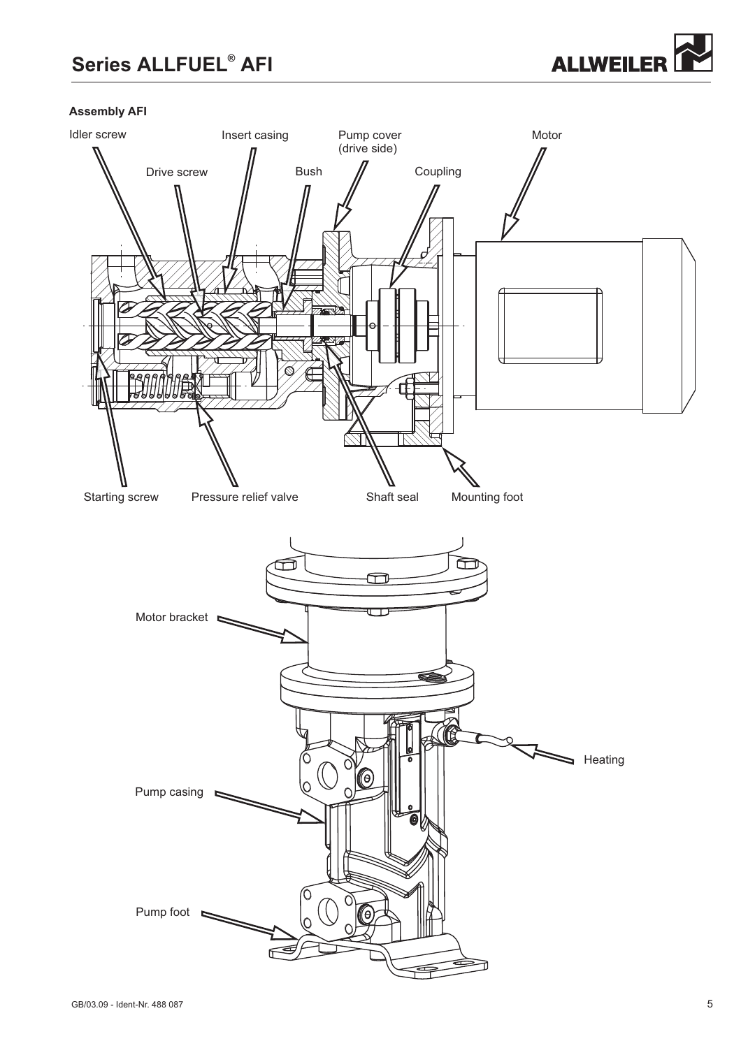**Assembly AFI**

Idler screw

Insert casing

Pump cover (drive side)

Motor

Drive screw

Bush

Coupling

Starting screw

Pressure relief valve

Shaft seal

Mounting foot

Motor bracket

Heating

Pump casing

Pump foot

GB/03.09 - Ident-Nr. 488 087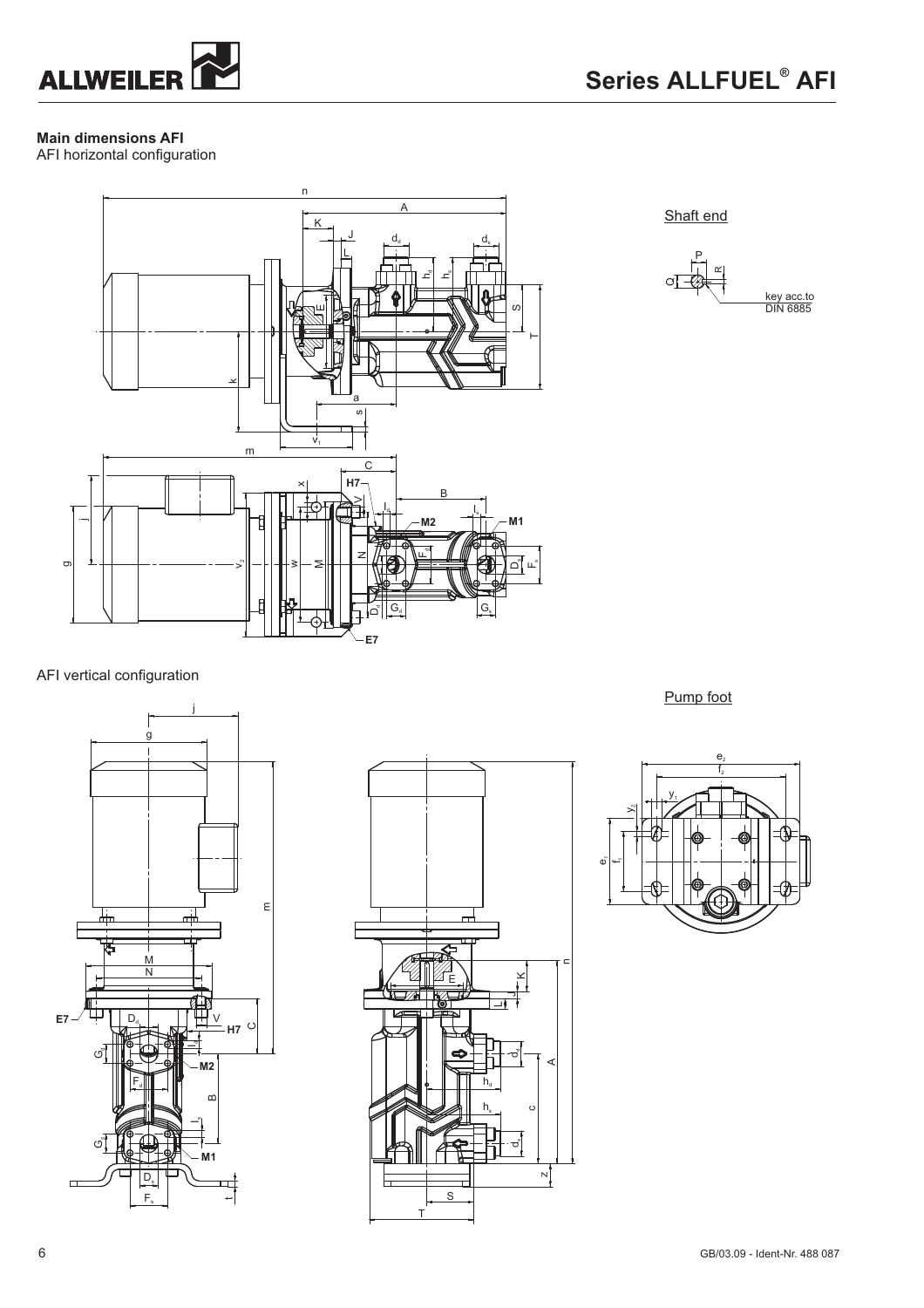**Main dimensions AFI**

AFI horizontal configuration

Shaft end

key acc.to DIN 6885

AFI vertical configuration

Pump foot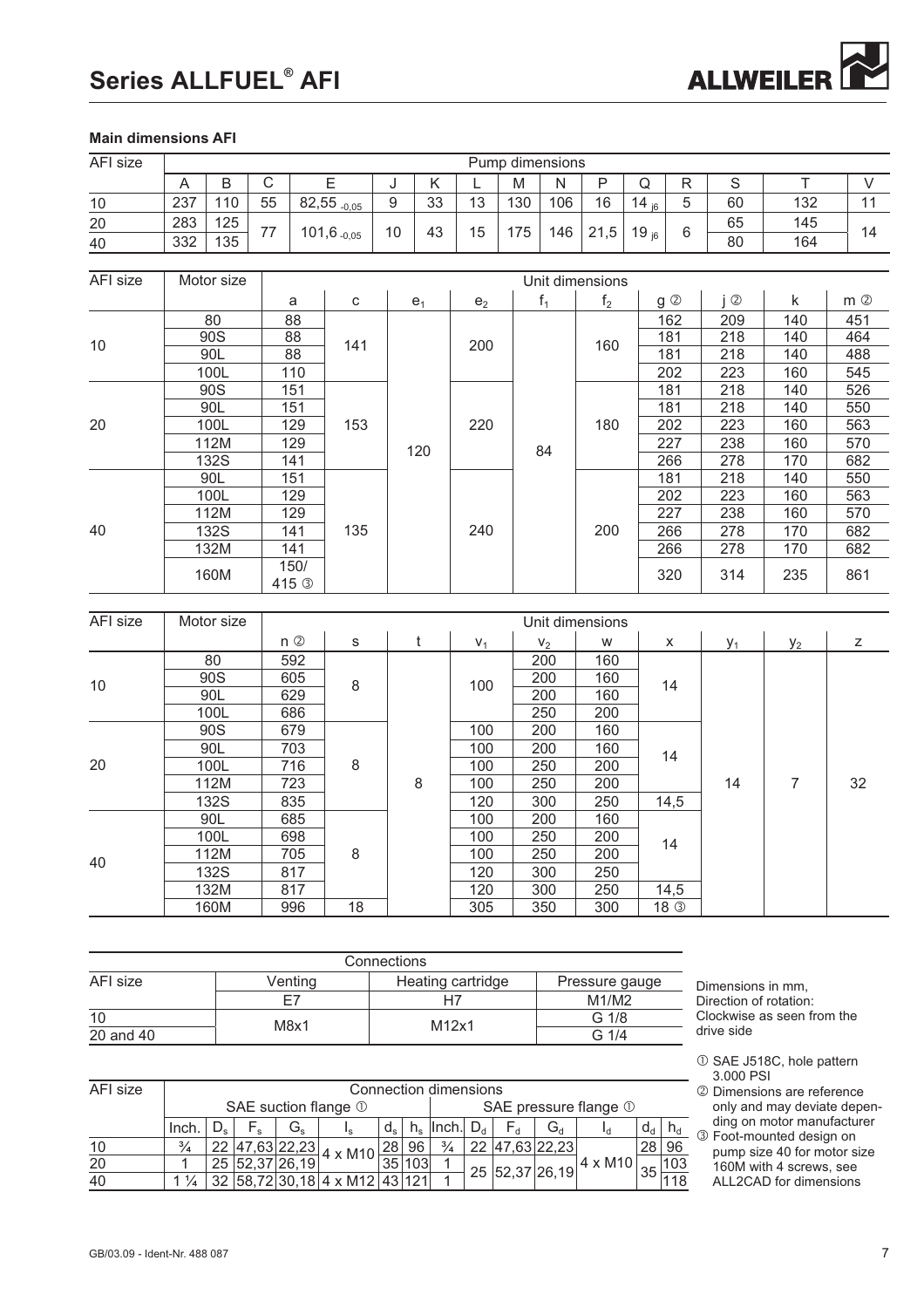## Main dimensions AFI

| AFI size | Pump dimensions | | | | | | | | | | | | | | |
|---|---|---|---|---|---|---|---|---|---|---|---|---|---|---|---|
| | A | B | C | E | J | K | L | M | N | P | Q | R | S | T | V |
| 10 | 237 | 110 | 55 | 82,55 $_{-0,05}$ | 9 | 33 | 13 | 130 | 106 | 16 | 14 $_{j6}$ | 5 | 60 | 132 | 11 |
| 20 | 283 | 125 | 77 | 101,6 $_{-0,05}$ | 10 | 43 | 15 | 175 | 146 | 21,5 | 19 $_{j6}$ | 6 | 65 | 145 | 14 |
| 40 | 332 | 135 | 77 | 101,6 $_{-0,05}$ | 10 | 43 | 15 | 175 | 146 | 21,5 | 19 $_{j6}$ | 6 | 80 | 164 | 14 |

| AFI size | Motor size | Unit dimensions | | | | | | | | | |
|---|---|---|---|---|---|---|---|---|---|---|---|
| | | a | c | $e_1$ | $e_2$ | $f_1$ | $f_2$ | g ② | j ② | k | m ② |
| 10 | 80 | 88 | 141 | 120 | 200 | 84 | 160 | 162 | 209 | 140 | 451 |
| | 90S | 88 | | | | | | 181 | 218 | 140 | 464 |
| | 90L | 88 | | | | | | 181 | 218 | 140 | 488 |
| | 100L | 110 | | | | | | 202 | 223 | 160 | 545 |
| 20 | 90S | 151 | 153 | | 220 | | 180 | 181 | 218 | 140 | 526 |
| | 90L | 151 | | | | | | 181 | 218 | 140 | 550 |
| | 100L | 129 | | | | | | 202 | 223 | 160 | 563 |
| | 112M | 129 | | | | | | 227 | 238 | 160 | 570 |
| | 132S | 141 | | | | | | 266 | 278 | 170 | 682 |
| 40 | 90L | 151 | 135 | | 240 | | 200 | 181 | 218 | 140 | 550 |
| | 100L | 129 | | | | | | 202 | 223 | 160 | 563 |
| | 112M | 129 | | | | | | 227 | 238 | 160 | 570 |
| | 132S | 141 | | | | | | 266 | 278 | 170 | 682 |
| | 132M | 141 | | | | | | 266 | 278 | 170 | 682 |
| | 160M | 150/ 415 ③ | | | | | | 320 | 314 | 235 | 861 |

| AFI size | Motor size | Unit dimensions | | | | | | | | | |
|---|---|---|---|---|---|---|---|---|---|---|---|
| | | n ② | s | t | $v_1$ | $v_2$ | w | x | $y_1$ | $y_2$ | z |
| 10 | 80 | 592 | 8 | 8 | 100 | 200 | 160 | 14 | 14 | 7 | 32 |
| | 90S | 605 | | | | 200 | 160 | | | | |
| | 90L | 629 | | | | 200 | 160 | | | | |
| | 100L | 686 | | | | 250 | 200 | | | | |
| 20 | 90S | 679 | 8 | | 100 | 200 | 160 | 14 | | | |
| | 90L | 703 | | | 100 | 200 | 160 | | | | |
| | 100L | 716 | | | 100 | 250 | 200 | | | | |
| | 112M | 723 | | | 100 | 250 | 200 | | | | |
| | 132S | 835 | | | 120 | 300 | 250 | 14,5 | | | |
| 40 | 90L | 685 | 8 | | 100 | 200 | 160 | 14 | | | |
| | 100L | 698 | | | 100 | 250 | 200 | | | | |
| | 112M | 705 | | | 100 | 250 | 200 | | | | |
| | 132S | 817 | | | 120 | 300 | 250 | | | | |
| | 132M | 817 | | | 120 | 300 | 250 | 14,5 | | | |
| | 160M | 996 | 18 | | 305 | 350 | 300 | 18 ③ | | | |

| | Connections | | |
|---|---|---|---|
| AFI size | Venting | Heating cartridge | Pressure gauge |
| | E7 | H7 | M1/M2 |
| 10 | M8x1 | M12x1 | G 1/8 |
| 20 and 40 | M8x1 | M12x1 | G 1/4 |

| AFI size | Connection dimensions | | | | | | | | | | | | | | |
|---|---|---|---|---|---|---|---|---|---|---|---|---|---|---|---|
| | SAE suction flange ① | | | | | | | SAE pressure flange ① | | | | | | | |
| | Inch. | $D_s$ | $F_s$ | $G_s$ | $I_s$ | $d_s$ | $h_s$ | Inch. | $D_d$ | $F_d$ | $G_d$ | $I_d$ | $d_d$ | $h_d$ |
| 10 | ¾ | 22 | 47,63 | 22,23 | 4 x M10 | 28 | 96 | ¾ | 22 | 47,63 | 22,23 | 4 x M10 | 28 | 96 |
| 20 | 1 | 25 | 52,37 | 26,19 | 4 x M10 | 35 | 103 | 1 | 25 | 52,37 | 26,19 | 4 x M10 | 35 | 103 |
| 40 | 1 ¼ | 32 | 58,72 | 30,18 | 4 x M12 | 43 | 121 | 1 | 25 | 52,37 | 26,19 | 4 x M10 | 35 | 118 |

Dimensions in mm,
Direction of rotation:
Clockwise as seen from the drive side

① SAE J518C, hole pattern 3.000 PSI
② Dimensions are reference only and may deviate depending on motor manufacturer
③ Foot-mounted design on pump size 40 for motor size 160M with 4 screws, see ALL2CAD for dimensions

GB/03.09 - Ident-Nr. 488 087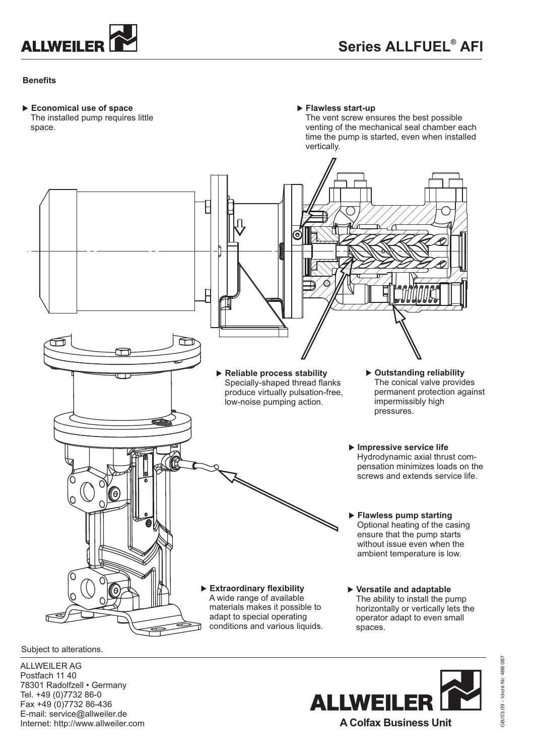# Series ALLFUEL® AFI

## Benefits

▶ **Economical use of space**
The installed pump requires little space.

▶ **Flawless start-up**
The vent screw ensures the best possible venting of the mechanical seal chamber each time the pump is started, even when installed vertically.

▶ **Reliable process stability**
Specially-shaped thread flanks produce virtually pulsation-free, low-noise pumping action.

▶ **Outstanding reliability**
The conical valve provides permanent protection against impermissibly high pressures.

▶ **Impressive service life**
Hydrodynamic axial thrust compensation minimizes loads on the screws and extends service life.

▶ **Flawless pump starting**
Optional heating of the casing ensure that the pump starts without issue even when the ambient temperature is low.

▶ **Extraordinary flexibility**
A wide range of available materials makes it possible to adapt to special operating conditions and various liquids.

▶ **Versatile and adaptable**
The ability to install the pump horizontally or vertically lets the operator adapt to even small spaces.

Subject to alterations.

ALLWEILER AG
Postfach 11 40
78301 Radolfzell • Germany
Tel. +49 (0)7732 86-0
Fax +49 (0)7732 86-436
E-mail: service@allweiler.de
Internet: http://www.allweiler.com

ALLWEILER
A Colfax Business Unit

GB/03.09 – Ident-Nr. 488 087